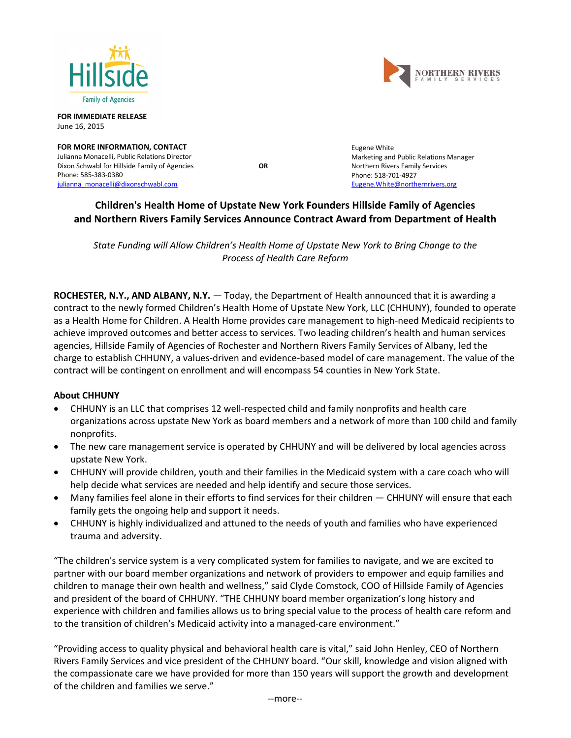Hillside Family of Agencies

NORTHERN RIVERS FAMILY SERVICES

**FOR IMMEDIATE RELEASE**
June 16, 2015

**FOR MORE INFORMATION, CONTACT**
Julianna Monacelli, Public Relations Director
Dixon Schwabl for Hillside Family of Agencies
Phone: 585-383-0380
julianna_monacelli@dixonschwabl.com

**OR**

Eugene White
Marketing and Public Relations Manager
Northern Rivers Family Services
Phone: 518-701-4927
Eugene.White@northernrivers.org

## Children's Health Home of Upstate New York Founders Hillside Family of Agencies and Northern Rivers Family Services Announce Contract Award from Department of Health

*State Funding will Allow Children's Health Home of Upstate New York to Bring Change to the Process of Health Care Reform*

**ROCHESTER, N.Y., AND ALBANY, N.Y.** — Today, the Department of Health announced that it is awarding a contract to the newly formed Children's Health Home of Upstate New York, LLC (CHHUNY), founded to operate as a Health Home for Children. A Health Home provides care management to high-need Medicaid recipients to achieve improved outcomes and better access to services. Two leading children's health and human services agencies, Hillside Family of Agencies of Rochester and Northern Rivers Family Services of Albany, led the charge to establish CHHUNY, a values-driven and evidence-based model of care management. The value of the contract will be contingent on enrollment and will encompass 54 counties in New York State.

**About CHHUNY**

- CHHUNY is an LLC that comprises 12 well-respected child and family nonprofits and health care organizations across upstate New York as board members and a network of more than 100 child and family nonprofits.
- The new care management service is operated by CHHUNY and will be delivered by local agencies across upstate New York.
- CHHUNY will provide children, youth and their families in the Medicaid system with a care coach who will help decide what services are needed and help identify and secure those services.
- Many families feel alone in their efforts to find services for their children — CHHUNY will ensure that each family gets the ongoing help and support it needs.
- CHHUNY is highly individualized and attuned to the needs of youth and families who have experienced trauma and adversity.

"The children's service system is a very complicated system for families to navigate, and we are excited to partner with our board member organizations and network of providers to empower and equip families and children to manage their own health and wellness," said Clyde Comstock, COO of Hillside Family of Agencies and president of the board of CHHUNY. "THE CHHUNY board member organization's long history and experience with children and families allows us to bring special value to the process of health care reform and to the transition of children's Medicaid activity into a managed-care environment."

"Providing access to quality physical and behavioral health care is vital," said John Henley, CEO of Northern Rivers Family Services and vice president of the CHHUNY board. "Our skill, knowledge and vision aligned with the compassionate care we have provided for more than 150 years will support the growth and development of the children and families we serve."

--more--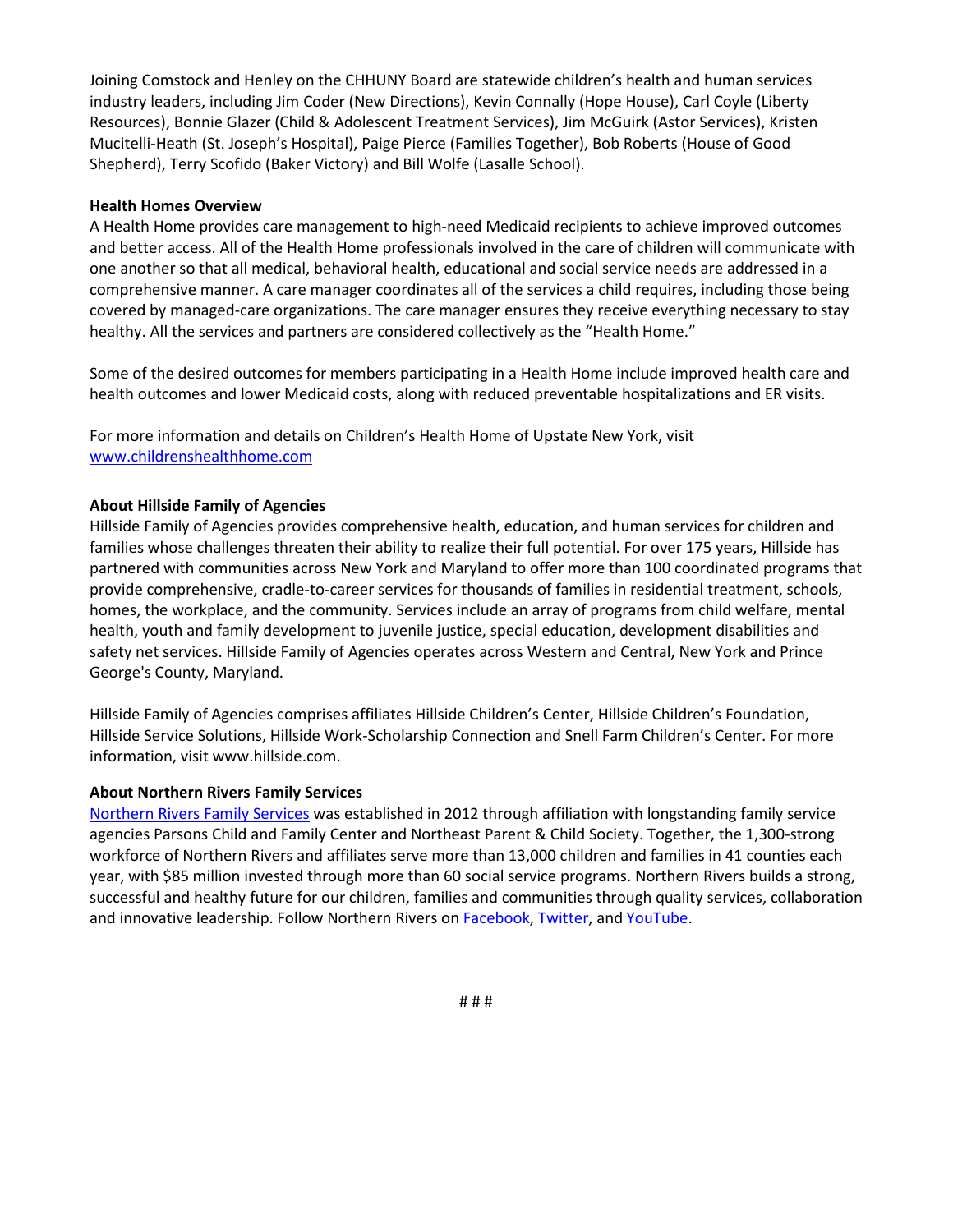Joining Comstock and Henley on the CHHUNY Board are statewide children's health and human services industry leaders, including Jim Coder (New Directions), Kevin Connally (Hope House), Carl Coyle (Liberty Resources), Bonnie Glazer (Child & Adolescent Treatment Services), Jim McGuirk (Astor Services), Kristen Mucitelli-Heath (St. Joseph's Hospital), Paige Pierce (Families Together), Bob Roberts (House of Good Shepherd), Terry Scofido (Baker Victory) and Bill Wolfe (Lasalle School).

**Health Homes Overview**

A Health Home provides care management to high-need Medicaid recipients to achieve improved outcomes and better access. All of the Health Home professionals involved in the care of children will communicate with one another so that all medical, behavioral health, educational and social service needs are addressed in a comprehensive manner. A care manager coordinates all of the services a child requires, including those being covered by managed-care organizations. The care manager ensures they receive everything necessary to stay healthy. All the services and partners are considered collectively as the "Health Home."

Some of the desired outcomes for members participating in a Health Home include improved health care and health outcomes and lower Medicaid costs, along with reduced preventable hospitalizations and ER visits.

For more information and details on Children's Health Home of Upstate New York, visit [www.childrenshealthhome.com](www.childrenshealthhome.com)

**About Hillside Family of Agencies**

Hillside Family of Agencies provides comprehensive health, education, and human services for children and families whose challenges threaten their ability to realize their full potential. For over 175 years, Hillside has partnered with communities across New York and Maryland to offer more than 100 coordinated programs that provide comprehensive, cradle-to-career services for thousands of families in residential treatment, schools, homes, the workplace, and the community. Services include an array of programs from child welfare, mental health, youth and family development to juvenile justice, special education, development disabilities and safety net services. Hillside Family of Agencies operates across Western and Central, New York and Prince George's County, Maryland.

Hillside Family of Agencies comprises affiliates Hillside Children's Center, Hillside Children's Foundation, Hillside Service Solutions, Hillside Work-Scholarship Connection and Snell Farm Children's Center. For more information, visit www.hillside.com.

**About Northern Rivers Family Services**

Northern Rivers Family Services was established in 2012 through affiliation with longstanding family service agencies Parsons Child and Family Center and Northeast Parent & Child Society. Together, the 1,300-strong workforce of Northern Rivers and affiliates serve more than 13,000 children and families in 41 counties each year, with $85 million invested through more than 60 social service programs. Northern Rivers builds a strong, successful and healthy future for our children, families and communities through quality services, collaboration and innovative leadership. Follow Northern Rivers on Facebook, Twitter, and YouTube.

# # #